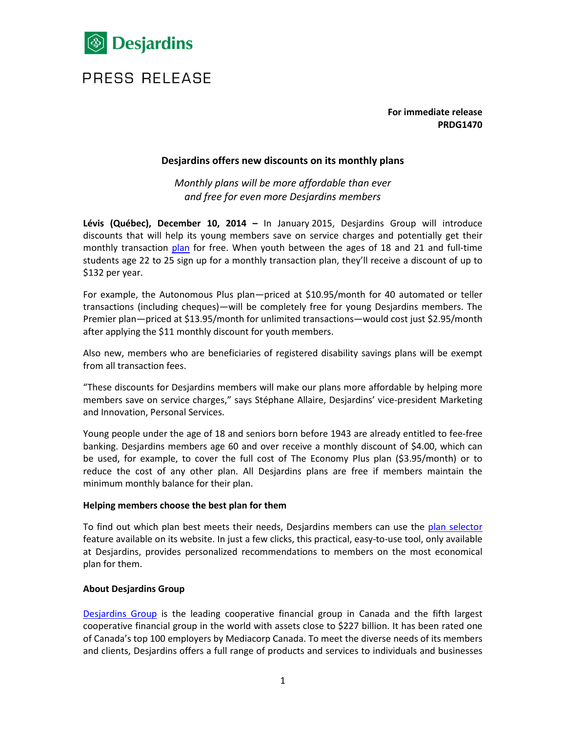Desjardins

PRESS RELEASE

**For immediate release**
**PRDG1470**

## Desjardins offers new discounts on its monthly plans

*Monthly plans will be more affordable than ever and free for even more Desjardins members*

**Lévis (Québec), December 10, 2014 –** In January 2015, Desjardins Group will introduce discounts that will help its young members save on service charges and potentially get their monthly transaction plan for free. When youth between the ages of 18 and 21 and full-time students age 22 to 25 sign up for a monthly transaction plan, they'll receive a discount of up to $132 per year.

For example, the Autonomous Plus plan—priced at $10.95/month for 40 automated or teller transactions (including cheques)—will be completely free for young Desjardins members. The Premier plan—priced at $13.95/month for unlimited transactions—would cost just $2.95/month after applying the $11 monthly discount for youth members.

Also new, members who are beneficiaries of registered disability savings plans will be exempt from all transaction fees.

"These discounts for Desjardins members will make our plans more affordable by helping more members save on service charges," says Stéphane Allaire, Desjardins' vice-president Marketing and Innovation, Personal Services.

Young people under the age of 18 and seniors born before 1943 are already entitled to fee-free banking. Desjardins members age 60 and over receive a monthly discount of $4.00, which can be used, for example, to cover the full cost of The Economy Plus plan ($3.95/month) or to reduce the cost of any other plan. All Desjardins plans are free if members maintain the minimum monthly balance for their plan.

**Helping members choose the best plan for them**

To find out which plan best meets their needs, Desjardins members can use the plan selector feature available on its website. In just a few clicks, this practical, easy-to-use tool, only available at Desjardins, provides personalized recommendations to members on the most economical plan for them.

**About Desjardins Group**

Desjardins Group is the leading cooperative financial group in Canada and the fifth largest cooperative financial group in the world with assets close to $227 billion. It has been rated one of Canada's top 100 employers by Mediacorp Canada. To meet the diverse needs of its members and clients, Desjardins offers a full range of products and services to individuals and businesses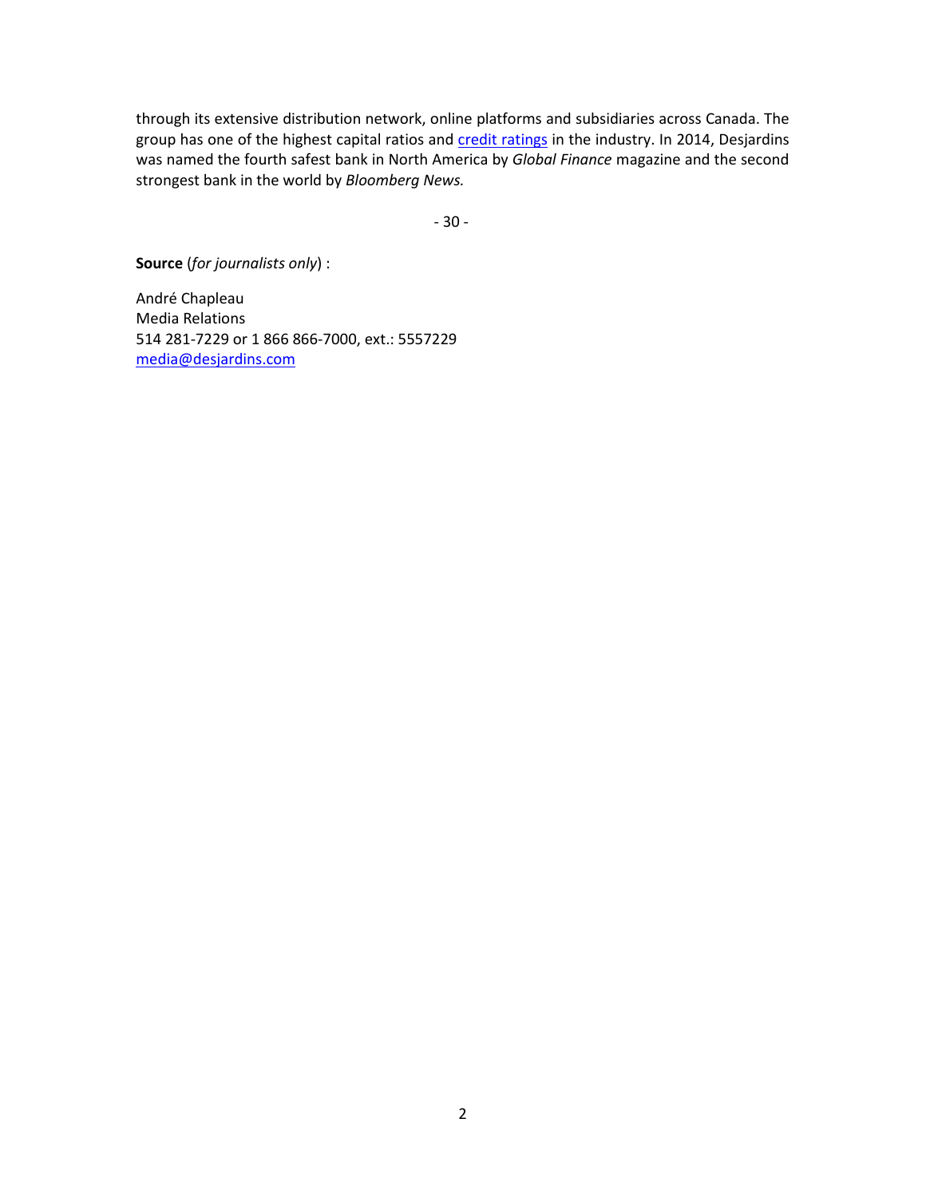through its extensive distribution network, online platforms and subsidiaries across Canada. The group has one of the highest capital ratios and credit ratings in the industry. In 2014, Desjardins was named the fourth safest bank in North America by *Global Finance* magazine and the second strongest bank in the world by *Bloomberg News.*

- 30 -

**Source** (*for journalists only*) :

André Chapleau
Media Relations
514 281-7229 or 1 866 866-7000, ext.: 5557229
media@desjardins.com